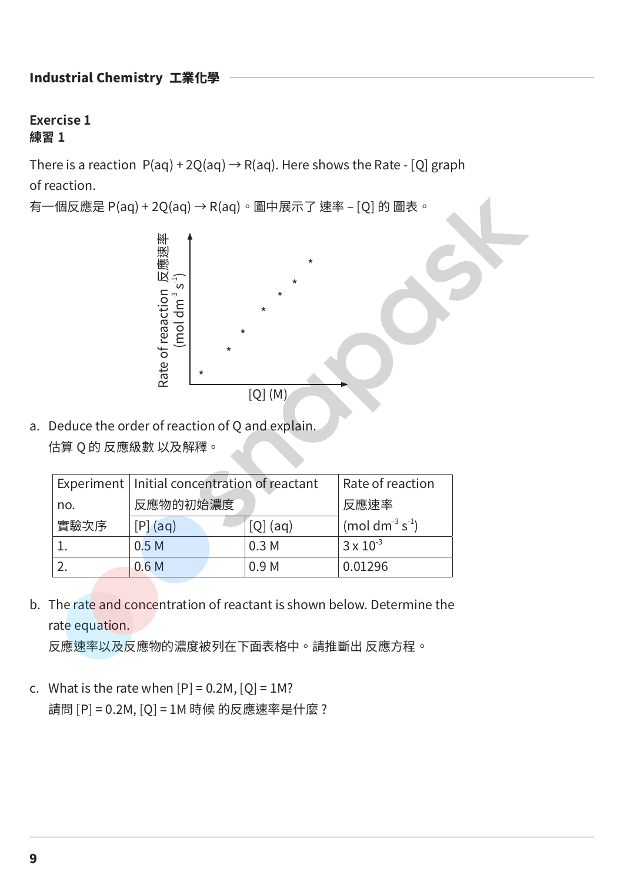## Industrial Chemistry 工業化學

### Exercise 1
### 練習 1

There is a reaction P(aq) + 2Q(aq) → R(aq). Here shows the Rate - [Q] graph of reaction.

有一個反應是 P(aq) + 2Q(aq) → R(aq)。圖中展示了 速率 – [Q] 的 圖表。

Rate of reaaction 反應速率 ($mol\ dm^{-3}\ s^{-1}$)

[Q] (M)

a. Deduce the order of reaction of Q and explain.
   估算 Q 的 反應級數 以及解釋。

| Experiment no. 實驗次序 | Initial concentration of reactant 反應物的初始濃度 | | Rate of reaction 反應速率 ($mol\ dm^{-3}\ s^{-1}$) |
|---|---|---|---|
| | [P] (aq) | [Q] (aq) | |
| 1. | 0.5 M | 0.3 M | $3 \times 10^{-3}$ |
| 2. | 0.6 M | 0.9 M | 0.01296 |

b. The rate and concentration of reactant is shown below. Determine the rate equation.
   反應速率以及反應物的濃度被列在下面表格中。請推斷出 反應方程。

c. What is the rate when [P] = 0.2M, [Q] = 1M?
   請問 [P] = 0.2M, [Q] = 1M 時候 的反應速率是什麼？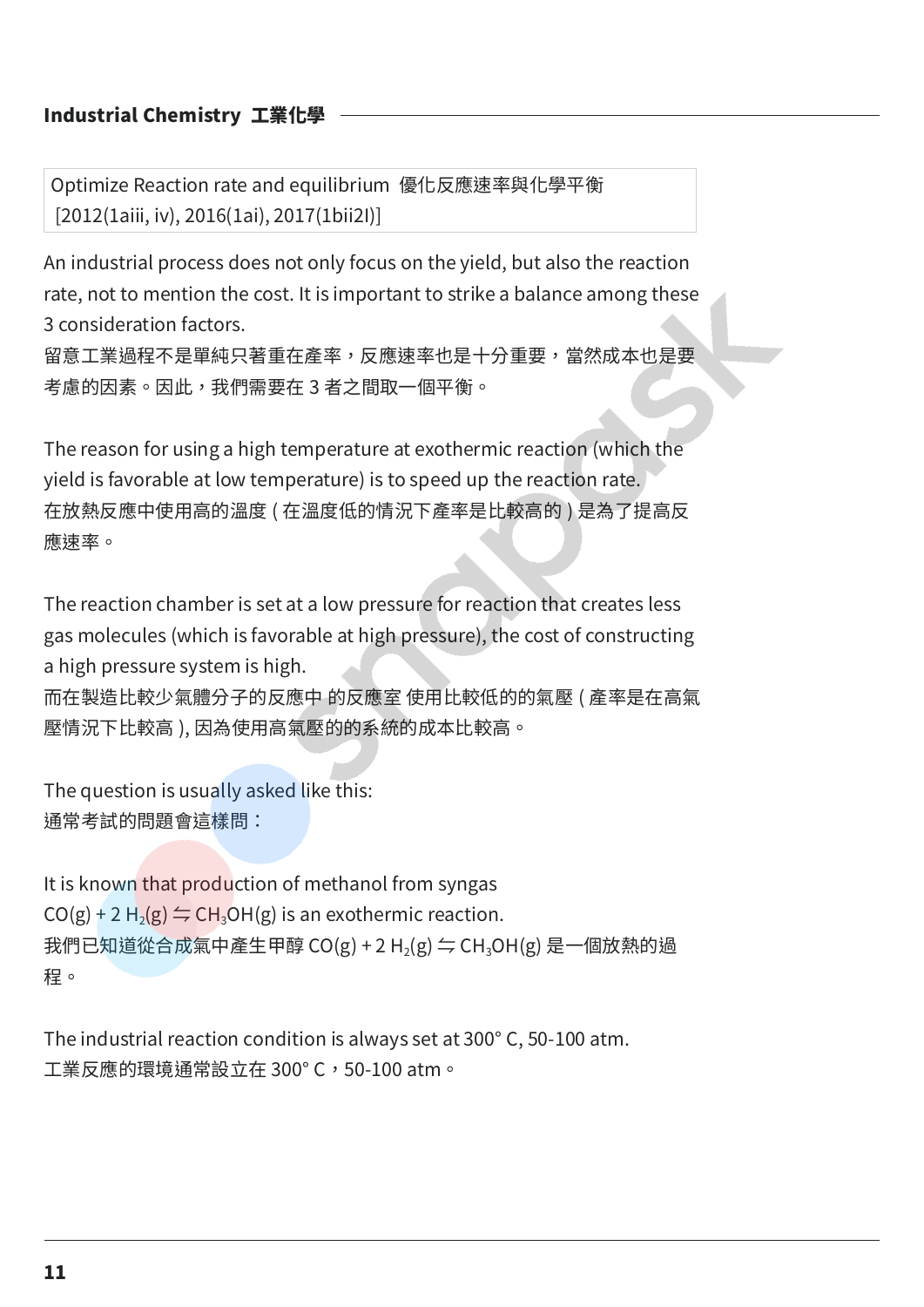## Industrial Chemistry 工業化學

Optimize Reaction rate and equilibrium 優化反應速率與化學平衡
[2012(1aiii, iv), 2016(1ai), 2017(1bii2I)]

An industrial process does not only focus on the yield, but also the reaction rate, not to mention the cost. It is important to strike a balance among these 3 consideration factors.
留意工業過程不是單純只著重在產率，反應速率也是十分重要，當然成本也是要考慮的因素。因此，我們需要在 3 者之間取一個平衡。

The reason for using a high temperature at exothermic reaction (which the yield is favorable at low temperature) is to speed up the reaction rate.
在放熱反應中使用高的溫度 ( 在溫度低的情況下產率是比較高的 ) 是為了提高反應速率。

The reaction chamber is set at a low pressure for reaction that creates less gas molecules (which is favorable at high pressure), the cost of constructing a high pressure system is high.
而在製造比較少氣體分子的反應中 的反應室 使用比較低的的氣壓 ( 產率是在高氣壓情況下比較高 ), 因為使用高氣壓的的系統的成本比較高。

The question is usually asked like this:
通常考試的問題會這樣問：

It is known that production of methanol from syngas
$CO(g) + 2\,H_2(g) \rightleftharpoons CH_3OH(g)$ is an exothermic reaction.
我們已知道從合成氣中產生甲醇 $CO(g) + 2\,H_2(g) \rightleftharpoons CH_3OH(g)$ 是一個放熱的過程。

The industrial reaction condition is always set at 300° C, 50-100 atm.
工業反應的環境通常設立在 300° C，50-100 atm。